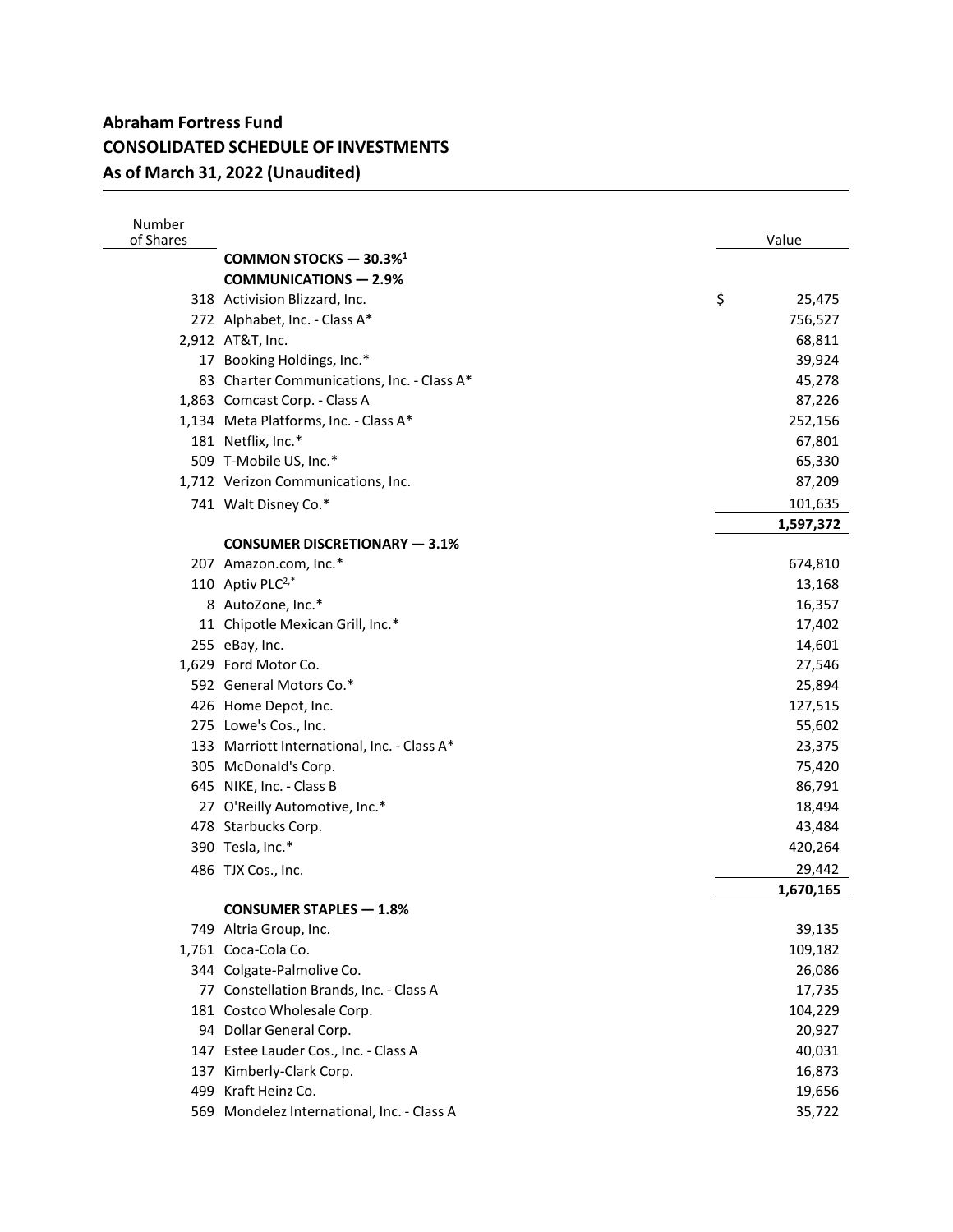# Abraham Fortress Fund
## CONSOLIDATED SCHEDULE OF INVESTMENTS
## As of March 31, 2022 (Unaudited)

| Number of Shares | | Value |
|---|---|---|
| | **COMMON STOCKS — 30.3%[1]** | |
| | **COMMUNICATIONS — 2.9%** | |
| 318 | Activision Blizzard, Inc. | $ 25,475 |
| 272 | Alphabet, Inc. - Class A* | 756,527 |
| 2,912 | AT&T, Inc. | 68,811 |
| 17 | Booking Holdings, Inc.* | 39,924 |
| 83 | Charter Communications, Inc. - Class A* | 45,278 |
| 1,863 | Comcast Corp. - Class A | 87,226 |
| 1,134 | Meta Platforms, Inc. - Class A* | 252,156 |
| 181 | Netflix, Inc.* | 67,801 |
| 509 | T-Mobile US, Inc.* | 65,330 |
| 1,712 | Verizon Communications, Inc. | 87,209 |
| 741 | Walt Disney Co.* | 101,635 |
| | | **1,597,372** |
| | **CONSUMER DISCRETIONARY — 3.1%** | |
| 207 | Amazon.com, Inc.* | 674,810 |
| 110 | Aptiv PLC[2,*] | 13,168 |
| 8 | AutoZone, Inc.* | 16,357 |
| 11 | Chipotle Mexican Grill, Inc.* | 17,402 |
| 255 | eBay, Inc. | 14,601 |
| 1,629 | Ford Motor Co. | 27,546 |
| 592 | General Motors Co.* | 25,894 |
| 426 | Home Depot, Inc. | 127,515 |
| 275 | Lowe's Cos., Inc. | 55,602 |
| 133 | Marriott International, Inc. - Class A* | 23,375 |
| 305 | McDonald's Corp. | 75,420 |
| 645 | NIKE, Inc. - Class B | 86,791 |
| 27 | O'Reilly Automotive, Inc.* | 18,494 |
| 478 | Starbucks Corp. | 43,484 |
| 390 | Tesla, Inc.* | 420,264 |
| 486 | TJX Cos., Inc. | 29,442 |
| | | **1,670,165** |
| | **CONSUMER STAPLES — 1.8%** | |
| 749 | Altria Group, Inc. | 39,135 |
| 1,761 | Coca-Cola Co. | 109,182 |
| 344 | Colgate-Palmolive Co. | 26,086 |
| 77 | Constellation Brands, Inc. - Class A | 17,735 |
| 181 | Costco Wholesale Corp. | 104,229 |
| 94 | Dollar General Corp. | 20,927 |
| 147 | Estee Lauder Cos., Inc. - Class A | 40,031 |
| 137 | Kimberly-Clark Corp. | 16,873 |
| 499 | Kraft Heinz Co. | 19,656 |
| 569 | Mondelez International, Inc. - Class A | 35,722 |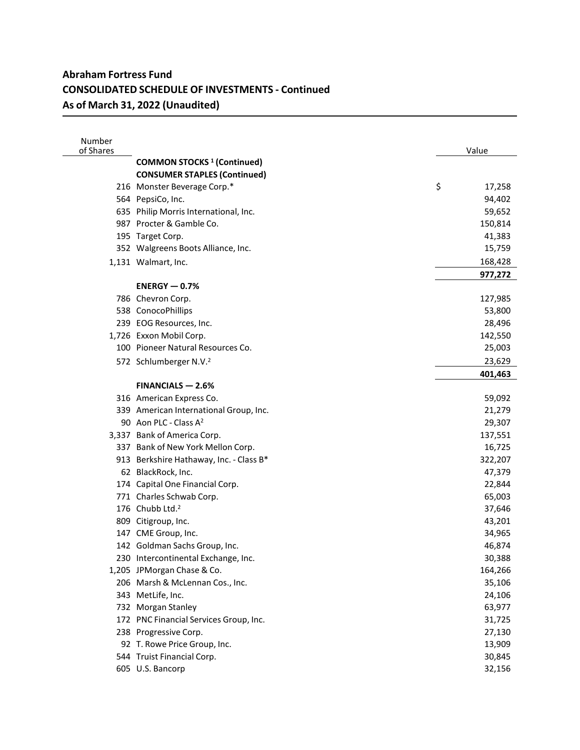## Abraham Fortress Fund
## CONSOLIDATED SCHEDULE OF INVESTMENTS - Continued
## As of March 31, 2022 (Unaudited)

| Number of Shares | | Value |
|---|---|---|
| | **COMMON STOCKS [1] (Continued)** | |
| | **CONSUMER STAPLES (Continued)** | |
| 216 | Monster Beverage Corp.* | $ 17,258 |
| 564 | PepsiCo, Inc. | 94,402 |
| 635 | Philip Morris International, Inc. | 59,652 |
| 987 | Procter & Gamble Co. | 150,814 |
| 195 | Target Corp. | 41,383 |
| 352 | Walgreens Boots Alliance, Inc. | 15,759 |
| 1,131 | Walmart, Inc. | 168,428 |
| | | **977,272** |
| | **ENERGY — 0.7%** | |
| 786 | Chevron Corp. | 127,985 |
| 538 | ConocoPhillips | 53,800 |
| 239 | EOG Resources, Inc. | 28,496 |
| 1,726 | Exxon Mobil Corp. | 142,550 |
| 100 | Pioneer Natural Resources Co. | 25,003 |
| 572 | Schlumberger N.V.[2] | 23,629 |
| | | **401,463** |
| | **FINANCIALS — 2.6%** | |
| 316 | American Express Co. | 59,092 |
| 339 | American International Group, Inc. | 21,279 |
| 90 | Aon PLC - Class A[2] | 29,307 |
| 3,337 | Bank of America Corp. | 137,551 |
| 337 | Bank of New York Mellon Corp. | 16,725 |
| 913 | Berkshire Hathaway, Inc. - Class B* | 322,207 |
| 62 | BlackRock, Inc. | 47,379 |
| 174 | Capital One Financial Corp. | 22,844 |
| 771 | Charles Schwab Corp. | 65,003 |
| 176 | Chubb Ltd.[2] | 37,646 |
| 809 | Citigroup, Inc. | 43,201 |
| 147 | CME Group, Inc. | 34,965 |
| 142 | Goldman Sachs Group, Inc. | 46,874 |
| 230 | Intercontinental Exchange, Inc. | 30,388 |
| 1,205 | JPMorgan Chase & Co. | 164,266 |
| 206 | Marsh & McLennan Cos., Inc. | 35,106 |
| 343 | MetLife, Inc. | 24,106 |
| 732 | Morgan Stanley | 63,977 |
| 172 | PNC Financial Services Group, Inc. | 31,725 |
| 238 | Progressive Corp. | 27,130 |
| 92 | T. Rowe Price Group, Inc. | 13,909 |
| 544 | Truist Financial Corp. | 30,845 |
| 605 | U.S. Bancorp | 32,156 |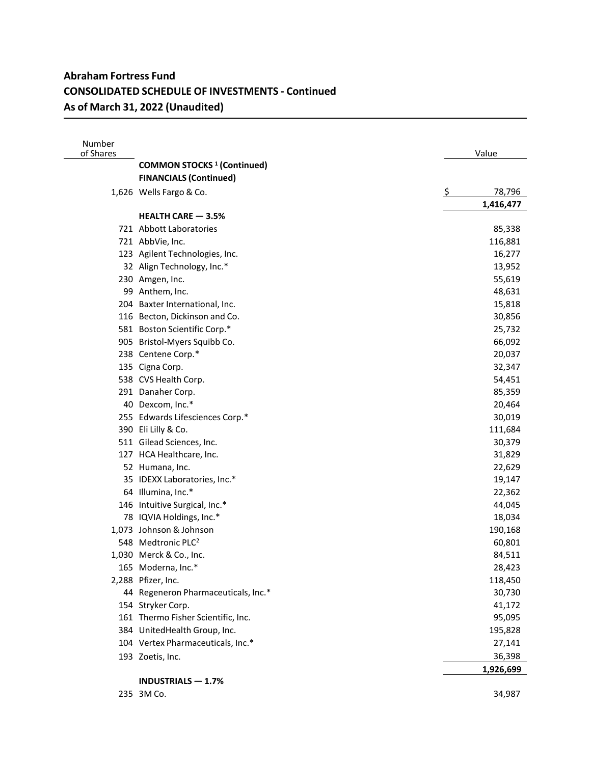# Abraham Fortress Fund

## CONSOLIDATED SCHEDULE OF INVESTMENTS - Continued

### As of March 31, 2022 (Unaudited)

| Number of Shares | | Value |
|---|---|---|
| | **COMMON STOCKS [1] (Continued)** | |
| | **FINANCIALS (Continued)** | |
| 1,626 | Wells Fargo & Co. | $ 78,796 |
| | | **1,416,477** |
| | **HEALTH CARE — 3.5%** | |
| 721 | Abbott Laboratories | 85,338 |
| 721 | AbbVie, Inc. | 116,881 |
| 123 | Agilent Technologies, Inc. | 16,277 |
| 32 | Align Technology, Inc.* | 13,952 |
| 230 | Amgen, Inc. | 55,619 |
| 99 | Anthem, Inc. | 48,631 |
| 204 | Baxter International, Inc. | 15,818 |
| 116 | Becton, Dickinson and Co. | 30,856 |
| 581 | Boston Scientific Corp.* | 25,732 |
| 905 | Bristol-Myers Squibb Co. | 66,092 |
| 238 | Centene Corp.* | 20,037 |
| 135 | Cigna Corp. | 32,347 |
| 538 | CVS Health Corp. | 54,451 |
| 291 | Danaher Corp. | 85,359 |
| 40 | Dexcom, Inc.* | 20,464 |
| 255 | Edwards Lifesciences Corp.* | 30,019 |
| 390 | Eli Lilly & Co. | 111,684 |
| 511 | Gilead Sciences, Inc. | 30,379 |
| 127 | HCA Healthcare, Inc. | 31,829 |
| 52 | Humana, Inc. | 22,629 |
| 35 | IDEXX Laboratories, Inc.* | 19,147 |
| 64 | Illumina, Inc.* | 22,362 |
| 146 | Intuitive Surgical, Inc.* | 44,045 |
| 78 | IQVIA Holdings, Inc.* | 18,034 |
| 1,073 | Johnson & Johnson | 190,168 |
| 548 | Medtronic PLC[2] | 60,801 |
| 1,030 | Merck & Co., Inc. | 84,511 |
| 165 | Moderna, Inc.* | 28,423 |
| 2,288 | Pfizer, Inc. | 118,450 |
| 44 | Regeneron Pharmaceuticals, Inc.* | 30,730 |
| 154 | Stryker Corp. | 41,172 |
| 161 | Thermo Fisher Scientific, Inc. | 95,095 |
| 384 | UnitedHealth Group, Inc. | 195,828 |
| 104 | Vertex Pharmaceuticals, Inc.* | 27,141 |
| 193 | Zoetis, Inc. | 36,398 |
| | | **1,926,699** |
| | **INDUSTRIALS — 1.7%** | |
| 235 | 3M Co. | 34,987 |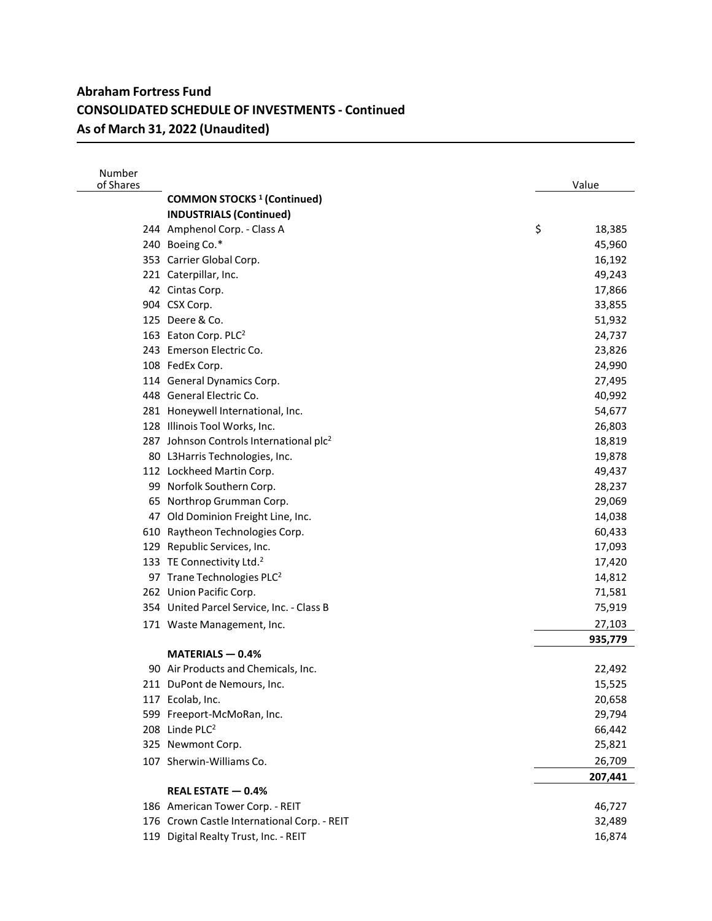# Abraham Fortress Fund
## CONSOLIDATED SCHEDULE OF INVESTMENTS - Continued
## As of March 31, 2022 (Unaudited)

| Number of Shares | | Value |
|---|---|---|
| | **COMMON STOCKS [1] (Continued)** | |
| | **INDUSTRIALS (Continued)** | |
| 244 | Amphenol Corp. - Class A | $ 18,385 |
| 240 | Boeing Co.* | 45,960 |
| 353 | Carrier Global Corp. | 16,192 |
| 221 | Caterpillar, Inc. | 49,243 |
| 42 | Cintas Corp. | 17,866 |
| 904 | CSX Corp. | 33,855 |
| 125 | Deere & Co. | 51,932 |
| 163 | Eaton Corp. PLC[2] | 24,737 |
| 243 | Emerson Electric Co. | 23,826 |
| 108 | FedEx Corp. | 24,990 |
| 114 | General Dynamics Corp. | 27,495 |
| 448 | General Electric Co. | 40,992 |
| 281 | Honeywell International, Inc. | 54,677 |
| 128 | Illinois Tool Works, Inc. | 26,803 |
| 287 | Johnson Controls International plc[2] | 18,819 |
| 80 | L3Harris Technologies, Inc. | 19,878 |
| 112 | Lockheed Martin Corp. | 49,437 |
| 99 | Norfolk Southern Corp. | 28,237 |
| 65 | Northrop Grumman Corp. | 29,069 |
| 47 | Old Dominion Freight Line, Inc. | 14,038 |
| 610 | Raytheon Technologies Corp. | 60,433 |
| 129 | Republic Services, Inc. | 17,093 |
| 133 | TE Connectivity Ltd.[2] | 17,420 |
| 97 | Trane Technologies PLC[2] | 14,812 |
| 262 | Union Pacific Corp. | 71,581 |
| 354 | United Parcel Service, Inc. - Class B | 75,919 |
| 171 | Waste Management, Inc. | 27,103 |
| | | **935,779** |
| | **MATERIALS — 0.4%** | |
| 90 | Air Products and Chemicals, Inc. | 22,492 |
| 211 | DuPont de Nemours, Inc. | 15,525 |
| 117 | Ecolab, Inc. | 20,658 |
| 599 | Freeport-McMoRan, Inc. | 29,794 |
| 208 | Linde PLC[2] | 66,442 |
| 325 | Newmont Corp. | 25,821 |
| 107 | Sherwin-Williams Co. | 26,709 |
| | | **207,441** |
| | **REAL ESTATE — 0.4%** | |
| 186 | American Tower Corp. - REIT | 46,727 |
| 176 | Crown Castle International Corp. - REIT | 32,489 |
| 119 | Digital Realty Trust, Inc. - REIT | 16,874 |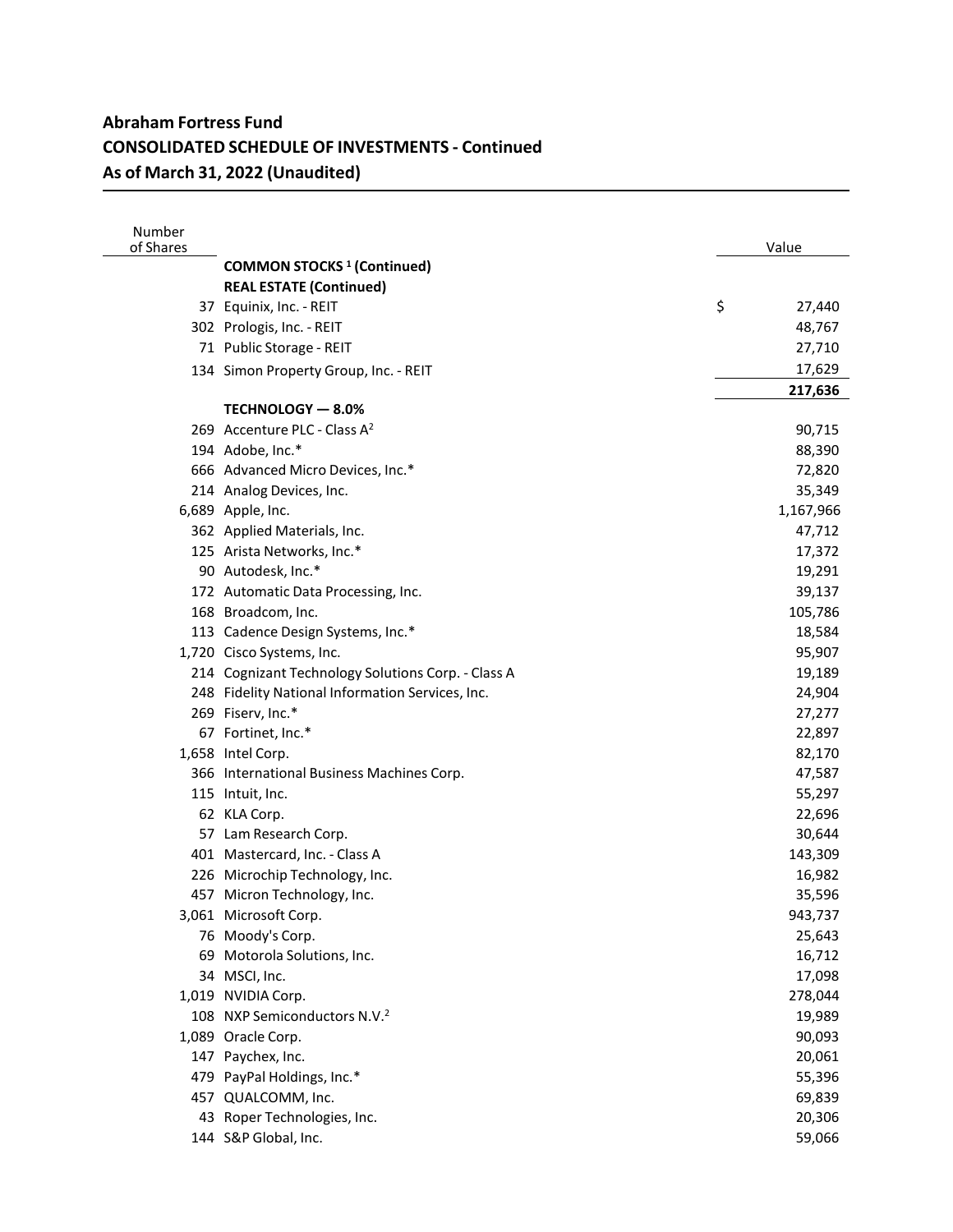## Abraham Fortress Fund
## CONSOLIDATED SCHEDULE OF INVESTMENTS - Continued
## As of March 31, 2022 (Unaudited)

| Number of Shares | | Value |
|---|---|---|
| | **COMMON STOCKS [1] (Continued)** | |
| | **REAL ESTATE (Continued)** | |
| 37 | Equinix, Inc. - REIT | $ 27,440 |
| 302 | Prologis, Inc. - REIT | 48,767 |
| 71 | Public Storage - REIT | 27,710 |
| 134 | Simon Property Group, Inc. - REIT | 17,629 |
| | | **217,636** |
| | **TECHNOLOGY — 8.0%** | |
| 269 | Accenture PLC - Class A[2] | 90,715 |
| 194 | Adobe, Inc.* | 88,390 |
| 666 | Advanced Micro Devices, Inc.* | 72,820 |
| 214 | Analog Devices, Inc. | 35,349 |
| 6,689 | Apple, Inc. | 1,167,966 |
| 362 | Applied Materials, Inc. | 47,712 |
| 125 | Arista Networks, Inc.* | 17,372 |
| 90 | Autodesk, Inc.* | 19,291 |
| 172 | Automatic Data Processing, Inc. | 39,137 |
| 168 | Broadcom, Inc. | 105,786 |
| 113 | Cadence Design Systems, Inc.* | 18,584 |
| 1,720 | Cisco Systems, Inc. | 95,907 |
| 214 | Cognizant Technology Solutions Corp. - Class A | 19,189 |
| 248 | Fidelity National Information Services, Inc. | 24,904 |
| 269 | Fiserv, Inc.* | 27,277 |
| 67 | Fortinet, Inc.* | 22,897 |
| 1,658 | Intel Corp. | 82,170 |
| 366 | International Business Machines Corp. | 47,587 |
| 115 | Intuit, Inc. | 55,297 |
| 62 | KLA Corp. | 22,696 |
| 57 | Lam Research Corp. | 30,644 |
| 401 | Mastercard, Inc. - Class A | 143,309 |
| 226 | Microchip Technology, Inc. | 16,982 |
| 457 | Micron Technology, Inc. | 35,596 |
| 3,061 | Microsoft Corp. | 943,737 |
| 76 | Moody's Corp. | 25,643 |
| 69 | Motorola Solutions, Inc. | 16,712 |
| 34 | MSCI, Inc. | 17,098 |
| 1,019 | NVIDIA Corp. | 278,044 |
| 108 | NXP Semiconductors N.V.[2] | 19,989 |
| 1,089 | Oracle Corp. | 90,093 |
| 147 | Paychex, Inc. | 20,061 |
| 479 | PayPal Holdings, Inc.* | 55,396 |
| 457 | QUALCOMM, Inc. | 69,839 |
| 43 | Roper Technologies, Inc. | 20,306 |
| 144 | S&P Global, Inc. | 59,066 |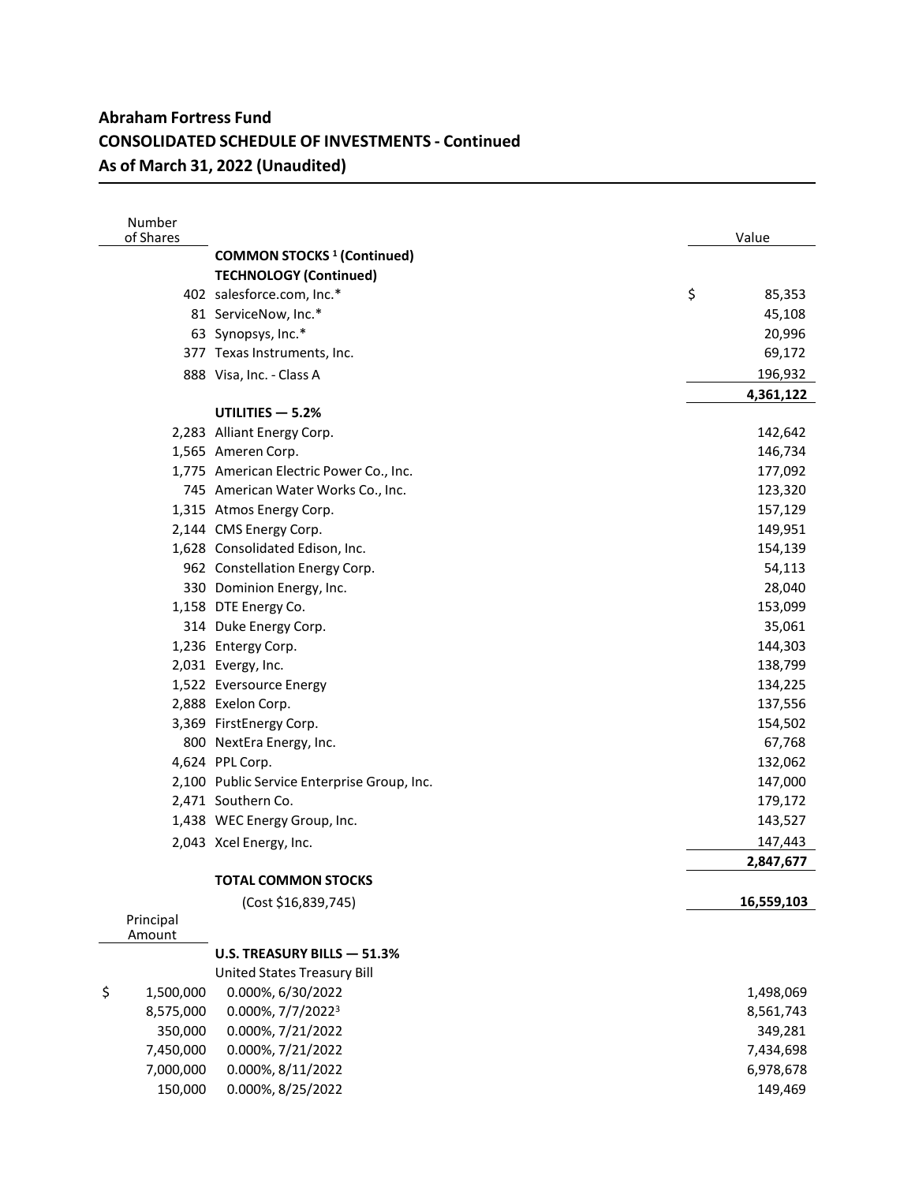## Abraham Fortress Fund
## CONSOLIDATED SCHEDULE OF INVESTMENTS - Continued
## As of March 31, 2022 (Unaudited)

| Number of Shares | | Value |
|---|---|---|
| | **COMMON STOCKS [1] (Continued)** | |
| | **TECHNOLOGY (Continued)** | |
| 402 | salesforce.com, Inc.* | $ 85,353 |
| 81 | ServiceNow, Inc.* | 45,108 |
| 63 | Synopsys, Inc.* | 20,996 |
| 377 | Texas Instruments, Inc. | 69,172 |
| 888 | Visa, Inc. - Class A | 196,932 |
| | | **4,361,122** |
| | **UTILITIES — 5.2%** | |
| 2,283 | Alliant Energy Corp. | 142,642 |
| 1,565 | Ameren Corp. | 146,734 |
| 1,775 | American Electric Power Co., Inc. | 177,092 |
| 745 | American Water Works Co., Inc. | 123,320 |
| 1,315 | Atmos Energy Corp. | 157,129 |
| 2,144 | CMS Energy Corp. | 149,951 |
| 1,628 | Consolidated Edison, Inc. | 154,139 |
| 962 | Constellation Energy Corp. | 54,113 |
| 330 | Dominion Energy, Inc. | 28,040 |
| 1,158 | DTE Energy Co. | 153,099 |
| 314 | Duke Energy Corp. | 35,061 |
| 1,236 | Entergy Corp. | 144,303 |
| 2,031 | Evergy, Inc. | 138,799 |
| 1,522 | Eversource Energy | 134,225 |
| 2,888 | Exelon Corp. | 137,556 |
| 3,369 | FirstEnergy Corp. | 154,502 |
| 800 | NextEra Energy, Inc. | 67,768 |
| 4,624 | PPL Corp. | 132,062 |
| 2,100 | Public Service Enterprise Group, Inc. | 147,000 |
| 2,471 | Southern Co. | 179,172 |
| 1,438 | WEC Energy Group, Inc. | 143,527 |
| 2,043 | Xcel Energy, Inc. | 147,443 |
| | | **2,847,677** |
| | **TOTAL COMMON STOCKS** | |
| | (Cost $16,839,745) | **16,559,103** |
| **Principal Amount** | | |
| | **U.S. TREASURY BILLS — 51.3%** | |
| | United States Treasury Bill | |
| $ 1,500,000 | 0.000%, 6/30/2022 | 1,498,069 |
| 8,575,000 | 0.000%, 7/7/2022[3] | 8,561,743 |
| 350,000 | 0.000%, 7/21/2022 | 349,281 |
| 7,450,000 | 0.000%, 7/21/2022 | 7,434,698 |
| 7,000,000 | 0.000%, 8/11/2022 | 6,978,678 |
| 150,000 | 0.000%, 8/25/2022 | 149,469 |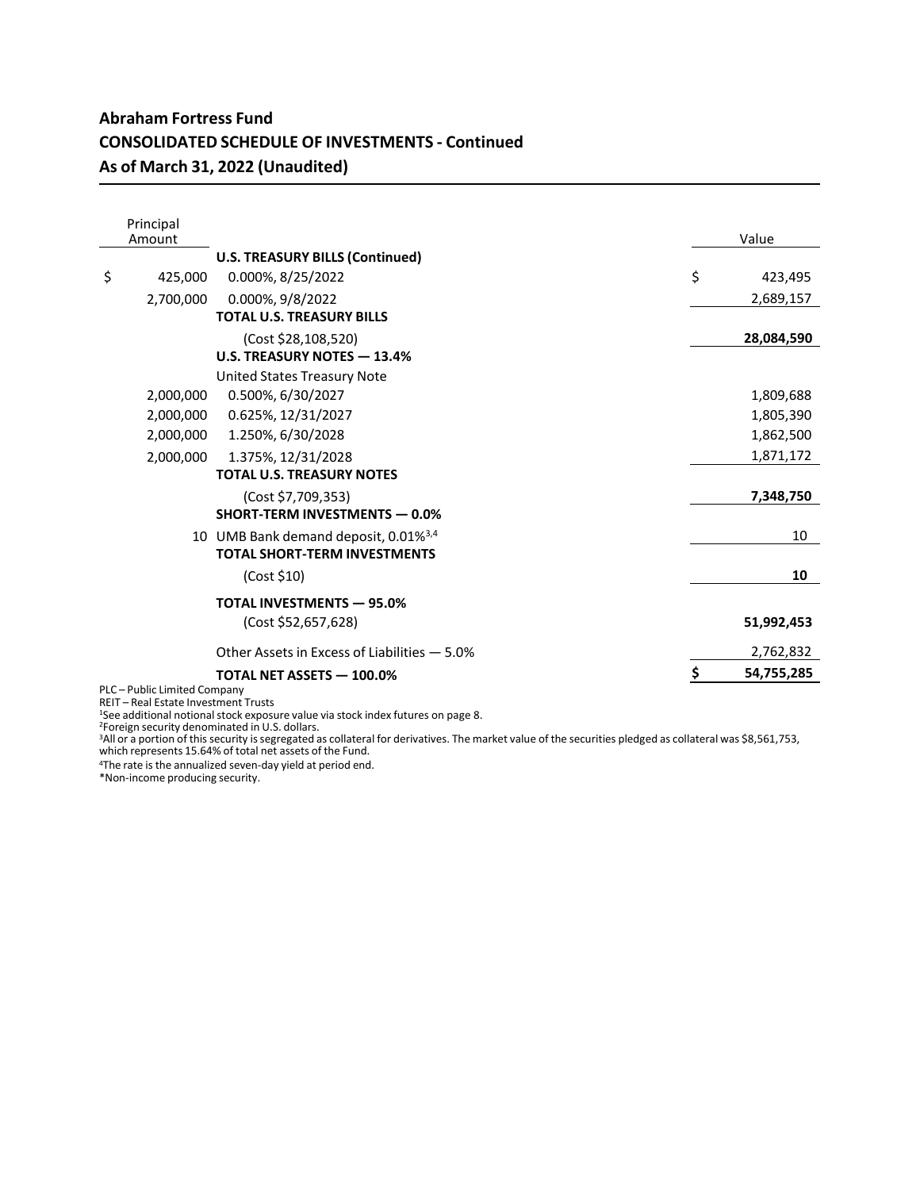**Abraham Fortress Fund**
**CONSOLIDATED SCHEDULE OF INVESTMENTS - Continued**
**As of March 31, 2022 (Unaudited)**

| Principal Amount | | Value |
|---|---|---|
| | **U.S. TREASURY BILLS (Continued)** | |
| $ 425,000 | 0.000%, 8/25/2022 | $ 423,495 |
| 2,700,000 | 0.000%, 9/8/2022 | 2,689,157 |
| | **TOTAL U.S. TREASURY BILLS** | |
| | (Cost $28,108,520) | **28,084,590** |
| | **U.S. TREASURY NOTES — 13.4%** | |
| | United States Treasury Note | |
| 2,000,000 | 0.500%, 6/30/2027 | 1,809,688 |
| 2,000,000 | 0.625%, 12/31/2027 | 1,805,390 |
| 2,000,000 | 1.250%, 6/30/2028 | 1,862,500 |
| 2,000,000 | 1.375%, 12/31/2028 | 1,871,172 |
| | **TOTAL U.S. TREASURY NOTES** | |
| | (Cost $7,709,353) | **7,348,750** |
| | **SHORT-TERM INVESTMENTS — 0.0%** | |
| 10 | UMB Bank demand deposit, 0.01%[3,4] | 10 |
| | **TOTAL SHORT-TERM INVESTMENTS** | |
| | (Cost $10) | **10** |
| | **TOTAL INVESTMENTS — 95.0%** | |
| | (Cost $52,657,628) | **51,992,453** |
| | Other Assets in Excess of Liabilities — 5.0% | 2,762,832 |
| | **TOTAL NET ASSETS — 100.0%** | **$ 54,755,285** |

PLC – Public Limited Company
REIT – Real Estate Investment Trusts
[1]See additional notional stock exposure value via stock index futures on page 8.
[2]Foreign security denominated in U.S. dollars.
[3]All or a portion of this security is segregated as collateral for derivatives. The market value of the securities pledged as collateral was $8,561,753, which represents 15.64% of total net assets of the Fund.
[4]The rate is the annualized seven-day yield at period end.
*Non-income producing security.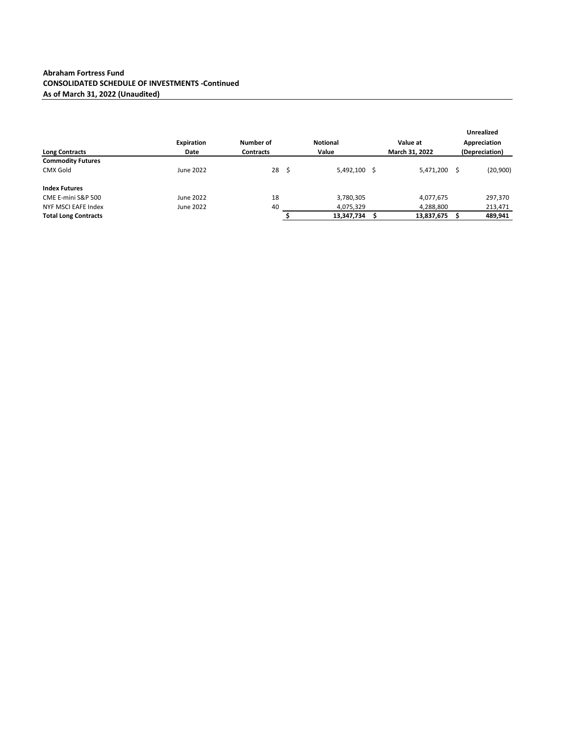**Abraham Fortress Fund**
**CONSOLIDATED SCHEDULE OF INVESTMENTS -Continued**
**As of March 31, 2022 (Unaudited)**

| Long Contracts | Expiration Date | Number of Contracts | Notional Value | Value at March 31, 2022 | Unrealized Appreciation (Depreciation) |
|---|---|---|---|---|---|
| **Commodity Futures** | | | | | |
| CMX Gold | June 2022 | 28 | $ 5,492,100 | $ 5,471,200 | $ (20,900) |
| **Index Futures** | | | | | |
| CME E-mini S&P 500 | June 2022 | 18 | 3,780,305 | 4,077,675 | 297,370 |
| NYF MSCI EAFE Index | June 2022 | 40 | 4,075,329 | 4,288,800 | 213,471 |
| **Total Long Contracts** | | | **$ 13,347,734** | **$ 13,837,675** | **$ 489,941** |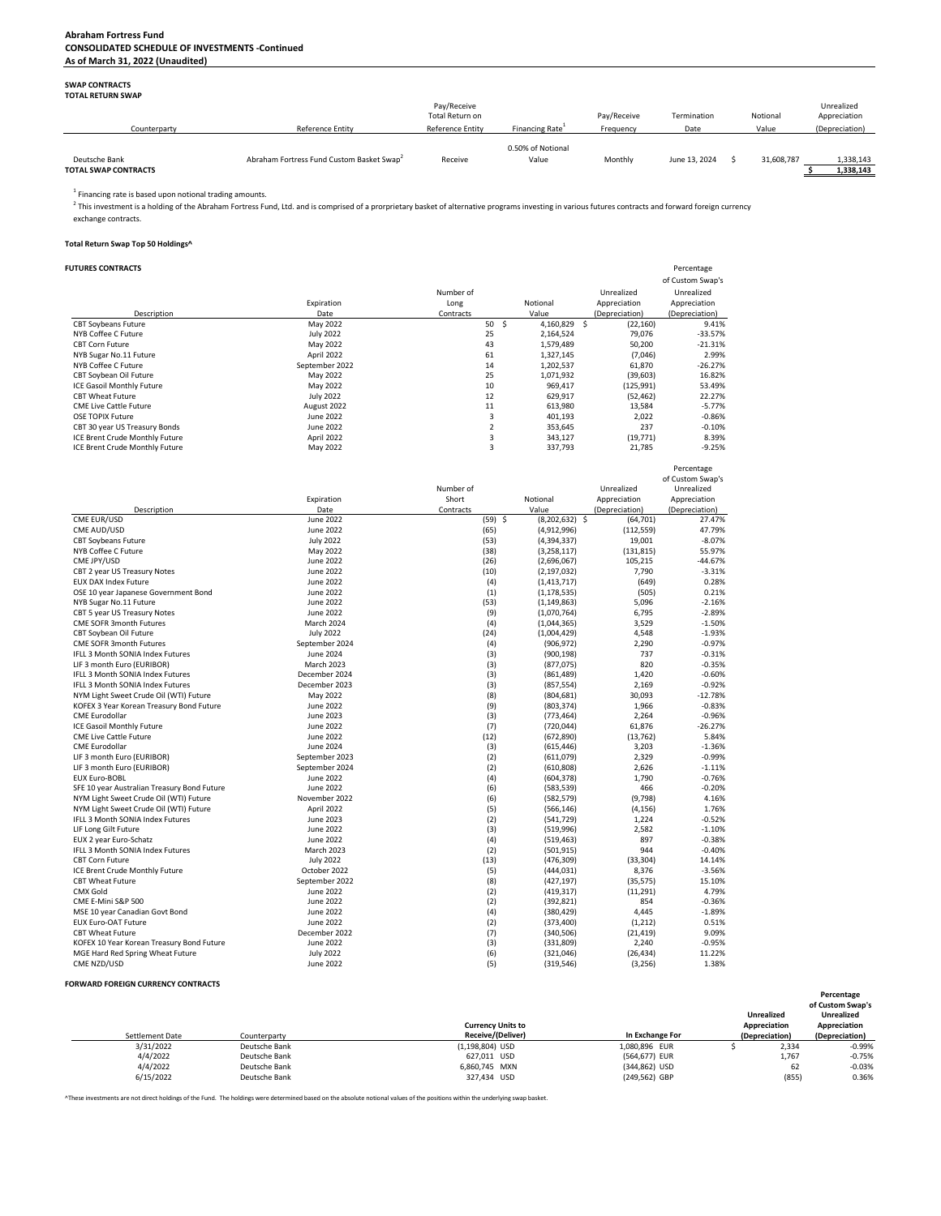**Abraham Fortress Fund**
**CONSOLIDATED SCHEDULE OF INVESTMENTS -Continued**
**As of March 31, 2022 (Unaudited)**

**SWAP CONTRACTS**
**TOTAL RETURN SWAP**

| Counterparty | Reference Entity | Pay/Receive Total Return on Reference Entity | Financing Rate[1] | Pay/Receive Frequency | Termination Date | Notional Value | Unrealized Appreciation (Depreciation) |
|---|---|---|---|---|---|---|---|
| Deutsche Bank | Abraham Fortress Fund Custom Basket Swap[2] | Receive | 0.50% of Notional Value | Monthly | June 13, 2024 | $ 31,608,787 | 1,338,143 |
| **TOTAL SWAP CONTRACTS** | | | | | | | **$ 1,338,143** |

[1] Financing rate is based upon notional trading amounts.

[2] This investment is a holding of the Abraham Fortress Fund, Ltd. and is comprised of a prorprietary basket of alternative programs investing in various futures contracts and forward foreign currency exchange contracts.

**Total Return Swap Top 50 Holdings^**

**FUTURES CONTRACTS**

| Description | Expiration Date | Number of Long Contracts | Notional Value | Unrealized Appreciation (Depreciation) | Percentage of Custom Swap's Unrealized Appreciation (Depreciation) |
|---|---|---|---|---|---|
| CBT Soybeans Future | May 2022 | 50 | $ 4,160,829 | $ (22,160) | 9.41% |
| NYB Coffee C Future | July 2022 | 25 | 2,164,524 | 79,076 | -33.57% |
| CBT Corn Future | May 2022 | 43 | 1,579,489 | 50,200 | -21.31% |
| NYB Sugar No.11 Future | April 2022 | 61 | 1,327,145 | (7,046) | 2.99% |
| NYB Coffee C Future | September 2022 | 14 | 1,202,537 | 61,870 | -26.27% |
| CBT Soybean Oil Future | May 2022 | 25 | 1,071,932 | (39,603) | 16.82% |
| ICE Gasoil Monthly Future | May 2022 | 10 | 969,417 | (125,991) | 53.49% |
| CBT Wheat Future | July 2022 | 12 | 629,917 | (52,462) | 22.27% |
| CME Live Cattle Future | August 2022 | 11 | 613,980 | 13,584 | -5.77% |
| OSE TOPIX Future | June 2022 | 3 | 401,193 | 2,022 | -0.86% |
| CBT 30 year US Treasury Bonds | June 2022 | 2 | 353,645 | 237 | -0.10% |
| ICE Brent Crude Monthly Future | April 2022 | 3 | 343,127 | (19,771) | 8.39% |
| ICE Brent Crude Monthly Future | May 2022 | 3 | 337,793 | 21,785 | -9.25% |

| Description | Expiration Date | Number of Short Contracts | Notional Value | Unrealized Appreciation (Depreciation) | Percentage of Custom Swap's Unrealized Appreciation (Depreciation) |
|---|---|---|---|---|---|
| CME EUR/USD | June 2022 | (59) | $ (8,202,632) | $ (64,701) | 27.47% |
| CME AUD/USD | June 2022 | (65) | (4,912,996) | (112,559) | 47.79% |
| CBT Soybeans Future | July 2022 | (53) | (4,394,337) | 19,001 | -8.07% |
| NYB Coffee C Future | May 2022 | (38) | (3,258,117) | (131,815) | 55.97% |
| CME JPY/USD | June 2022 | (26) | (2,696,067) | 105,215 | -44.67% |
| CBT 2 year US Treasury Notes | June 2022 | (10) | (2,197,032) | 7,790 | -3.31% |
| EUX DAX Index Future | June 2022 | (4) | (1,413,717) | (649) | 0.28% |
| OSE 10 year Japanese Government Bond | June 2022 | (1) | (1,178,535) | (505) | 0.21% |
| NYB Sugar No.11 Future | June 2022 | (53) | (1,149,863) | 5,096 | -2.16% |
| CBT 5 year US Treasury Notes | June 2022 | (9) | (1,070,764) | 6,795 | -2.89% |
| CME SOFR 3month Futures | March 2024 | (4) | (1,044,365) | 3,529 | -1.50% |
| CBT Soybean Oil Future | July 2022 | (24) | (1,004,429) | 4,548 | -1.93% |
| CME SOFR 3month Futures | September 2024 | (4) | (906,972) | 2,290 | -0.97% |
| IFLL 3 Month SONIA Index Futures | June 2024 | (3) | (900,198) | 737 | -0.31% |
| LIF 3 month Euro (EURIBOR) | March 2023 | (3) | (877,075) | 820 | -0.35% |
| IFLL 3 Month SONIA Index Futures | December 2024 | (3) | (861,489) | 1,420 | -0.60% |
| IFLL 3 Month SONIA Index Futures | December 2023 | (3) | (857,554) | 2,169 | -0.92% |
| NYM Light Sweet Crude Oil (WTI) Future | May 2022 | (8) | (804,681) | 30,093 | -12.78% |
| KOFEX 3 Year Korean Treasury Bond Future | June 2022 | (9) | (803,374) | 1,966 | -0.83% |
| CME Eurodollar | June 2023 | (3) | (773,464) | 2,264 | -0.96% |
| ICE Gasoil Monthly Future | June 2022 | (7) | (720,044) | 61,876 | -26.27% |
| CME Live Cattle Future | June 2022 | (12) | (672,890) | (13,762) | 5.84% |
| CME Eurodollar | June 2024 | (3) | (615,446) | 3,203 | -1.36% |
| LIF 3 month Euro (EURIBOR) | September 2023 | (2) | (611,079) | 2,329 | -0.99% |
| LIF 3 month Euro (EURIBOR) | September 2024 | (2) | (610,808) | 2,626 | -1.11% |
| EUX Euro-BOBL | June 2022 | (4) | (604,378) | 1,790 | -0.76% |
| SFE 10 year Australian Treasury Bond Future | June 2022 | (6) | (583,539) | 466 | -0.20% |
| NYM Light Sweet Crude Oil (WTI) Future | November 2022 | (6) | (582,579) | (9,798) | 4.16% |
| NYM Light Sweet Crude Oil (WTI) Future | April 2022 | (5) | (566,146) | (4,156) | 1.76% |
| IFLL 3 Month SONIA Index Futures | June 2023 | (2) | (541,729) | 1,224 | -0.52% |
| LIF Long Gilt Future | June 2022 | (3) | (519,996) | 2,582 | -1.10% |
| EUX 2 year Euro-Schatz | June 2022 | (4) | (519,463) | 897 | -0.38% |
| IFLL 3 Month SONIA Index Futures | March 2023 | (2) | (501,915) | 944 | -0.40% |
| CBT Corn Future | July 2022 | (13) | (476,309) | (33,304) | 14.14% |
| ICE Brent Crude Monthly Future | October 2022 | (5) | (444,031) | 8,376 | -3.56% |
| CBT Wheat Future | September 2022 | (8) | (427,197) | (35,575) | 15.10% |
| CMX Gold | June 2022 | (2) | (419,317) | (11,291) | 4.79% |
| CME E-Mini S&P 500 | June 2022 | (2) | (392,821) | 854 | -0.36% |
| MSE 10 year Canadian Govt Bond | June 2022 | (4) | (380,429) | 4,445 | -1.89% |
| EUX Euro-OAT Future | June 2022 | (2) | (373,400) | (1,212) | 0.51% |
| CBT Wheat Future | December 2022 | (7) | (340,506) | (21,419) | 9.09% |
| KOFEX 10 Year Korean Treasury Bond Future | June 2022 | (3) | (331,809) | 2,240 | -0.95% |
| MGE Hard Red Spring Wheat Future | July 2022 | (6) | (321,046) | (26,434) | 11.22% |
| CME NZD/USD | June 2022 | (5) | (319,546) | (3,256) | 1.38% |

**FORWARD FOREIGN CURRENCY CONTRACTS**

| Settlement Date | Counterparty | Currency Units to Receive/(Deliver) | In Exchange For | Unrealized Appreciation (Depreciation) | Percentage of Custom Swap's Unrealized Appreciation (Depreciation) |
|---|---|---|---|---|---|
| 3/31/2022 | Deutsche Bank | (1,198,804) USD | 1,080,896 EUR | $ 2,334 | -0.99% |
| 4/4/2022 | Deutsche Bank | 627,011 USD | (564,677) EUR | 1,767 | -0.75% |
| 4/4/2022 | Deutsche Bank | 6,860,745 MXN | (344,862) USD | 62 | -0.03% |
| 6/15/2022 | Deutsche Bank | 327,434 USD | (249,562) GBP | (855) | 0.36% |

^These investments are not direct holdings of the Fund. The holdings were determined based on the absolute notional values of the positions within the underlying swap basket.